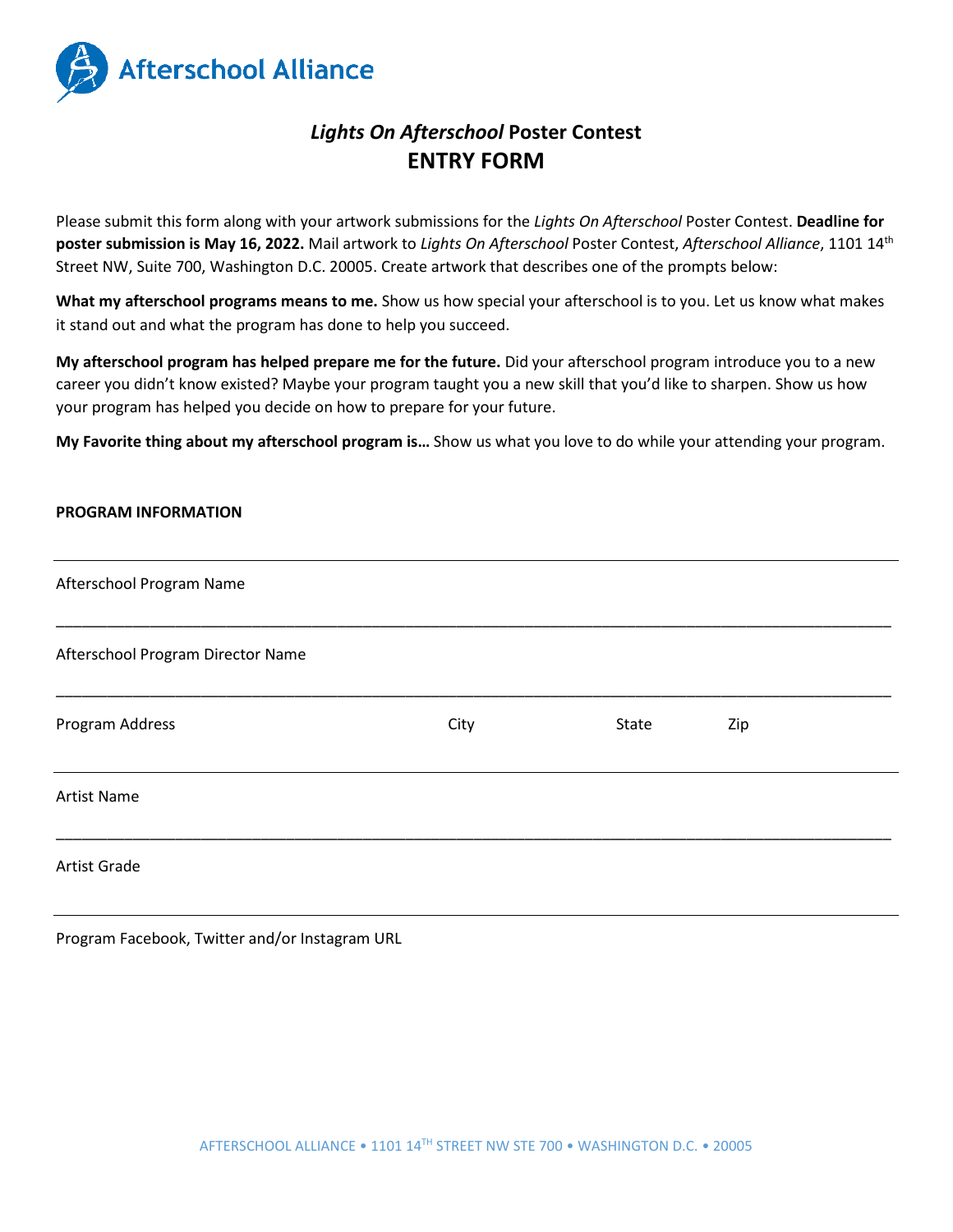Afterschool Alliance

# *Lights On Afterschool* Poster Contest
## ENTRY FORM

Please submit this form along with your artwork submissions for the *Lights On Afterschool* Poster Contest. **Deadline for poster submission is May 16, 2022.** Mail artwork to *Lights On Afterschool* Poster Contest, *Afterschool Alliance*, 1101 14th Street NW, Suite 700, Washington D.C. 20005. Create artwork that describes one of the prompts below:

**What my afterschool programs means to me.** Show us how special your afterschool is to you. Let us know what makes it stand out and what the program has done to help you succeed.

**My afterschool program has helped prepare me for the future.** Did your afterschool program introduce you to a new career you didn't know existed? Maybe your program taught you a new skill that you'd like to sharpen. Show us how your program has helped you decide on how to prepare for your future.

**My Favorite thing about my afterschool program is…** Show us what you love to do while your attending your program.

**PROGRAM INFORMATION**

---

Afterschool Program Name

_______________________________________________

Afterschool Program Director Name

_______________________________________________

Program Address City State Zip

---

Artist Name

_______________________________________________

Artist Grade

---

Program Facebook, Twitter and/or Instagram URL

AFTERSCHOOL ALLIANCE • 1101 14TH STREET NW STE 700 • WASHINGTON D.C. • 20005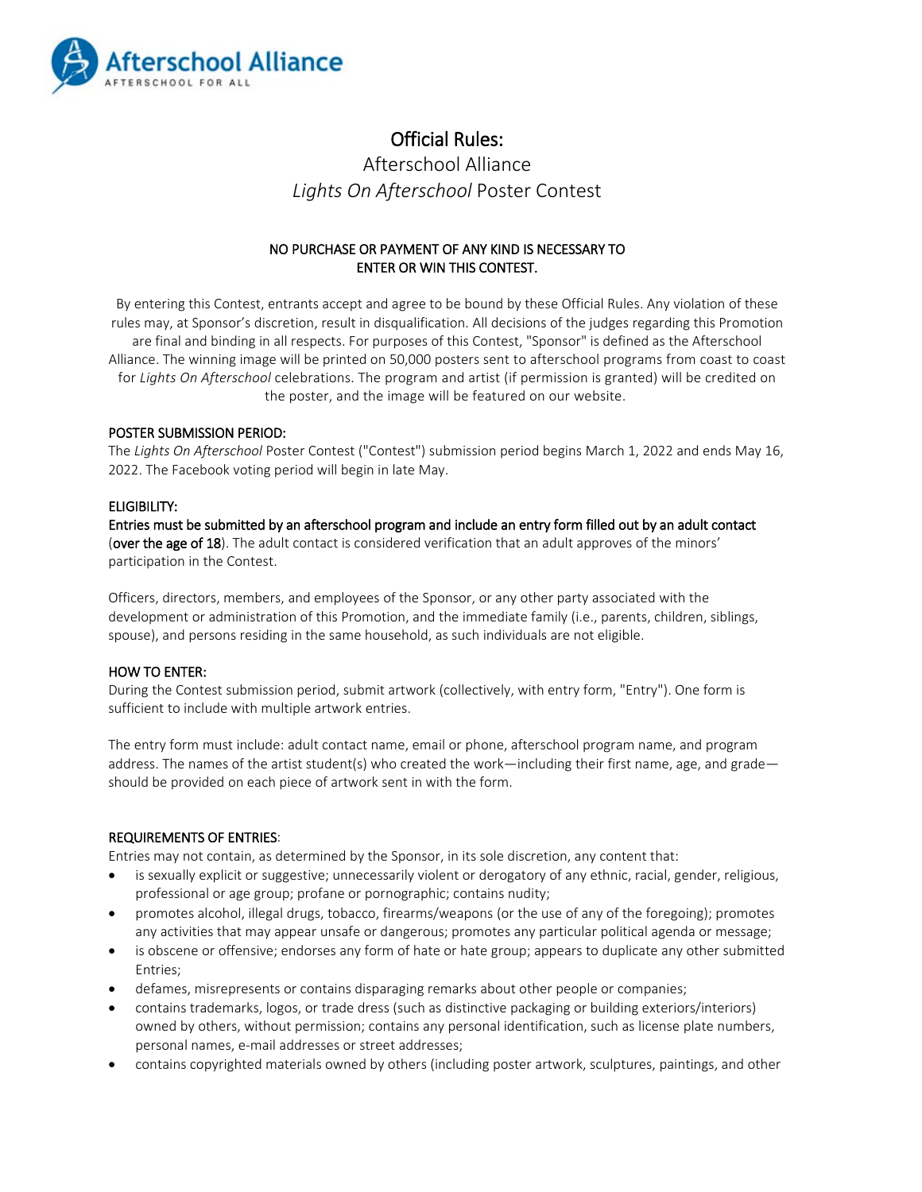# Official Rules:

## Afterschool Alliance

## *Lights On Afterschool* Poster Contest

**NO PURCHASE OR PAYMENT OF ANY KIND IS NECESSARY TO ENTER OR WIN THIS CONTEST.**

By entering this Contest, entrants accept and agree to be bound by these Official Rules. Any violation of these rules may, at Sponsor's discretion, result in disqualification. All decisions of the judges regarding this Promotion are final and binding in all respects. For purposes of this Contest, "Sponsor" is defined as the Afterschool Alliance. The winning image will be printed on 50,000 posters sent to afterschool programs from coast to coast for *Lights On Afterschool* celebrations. The program and artist (if permission is granted) will be credited on the poster, and the image will be featured on our website.

### POSTER SUBMISSION PERIOD:

The *Lights On Afterschool* Poster Contest ("Contest") submission period begins March 1, 2022 and ends May 16, 2022. The Facebook voting period will begin in late May.

### ELIGIBILITY:

**Entries must be submitted by an afterschool program and include an entry form filled out by an adult contact** (**over the age of 18**). The adult contact is considered verification that an adult approves of the minors' participation in the Contest.

Officers, directors, members, and employees of the Sponsor, or any other party associated with the development or administration of this Promotion, and the immediate family (i.e., parents, children, siblings, spouse), and persons residing in the same household, as such individuals are not eligible.

### HOW TO ENTER:

During the Contest submission period, submit artwork (collectively, with entry form, "Entry"). One form is sufficient to include with multiple artwork entries.

The entry form must include: adult contact name, email or phone, afterschool program name, and program address. The names of the artist student(s) who created the work—including their first name, age, and grade—should be provided on each piece of artwork sent in with the form.

### REQUIREMENTS OF ENTRIES:

Entries may not contain, as determined by the Sponsor, in its sole discretion, any content that:

- is sexually explicit or suggestive; unnecessarily violent or derogatory of any ethnic, racial, gender, religious, professional or age group; profane or pornographic; contains nudity;
- promotes alcohol, illegal drugs, tobacco, firearms/weapons (or the use of any of the foregoing); promotes any activities that may appear unsafe or dangerous; promotes any particular political agenda or message;
- is obscene or offensive; endorses any form of hate or hate group; appears to duplicate any other submitted Entries;
- defames, misrepresents or contains disparaging remarks about other people or companies;
- contains trademarks, logos, or trade dress (such as distinctive packaging or building exteriors/interiors) owned by others, without permission; contains any personal identification, such as license plate numbers, personal names, e-mail addresses or street addresses;
- contains copyrighted materials owned by others (including poster artwork, sculptures, paintings, and other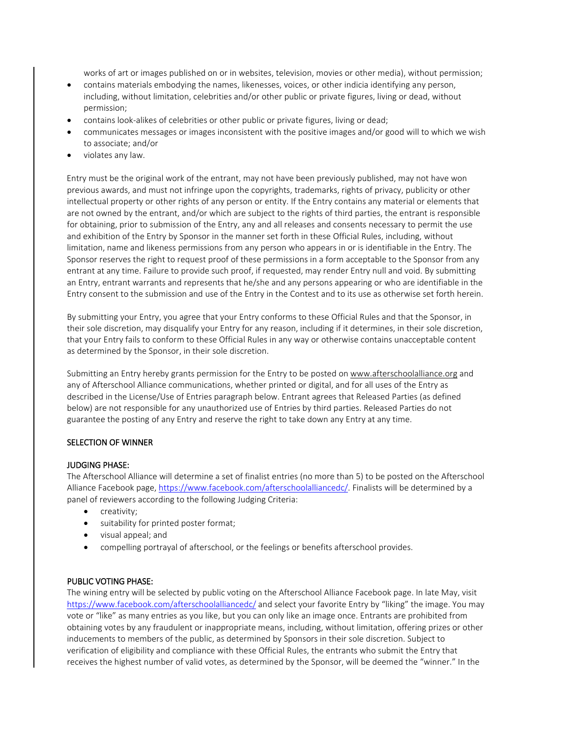works of art or images published on or in websites, television, movies or other media), without permission;

- contains materials embodying the names, likenesses, voices, or other indicia identifying any person, including, without limitation, celebrities and/or other public or private figures, living or dead, without permission;
- contains look-alikes of celebrities or other public or private figures, living or dead;
- communicates messages or images inconsistent with the positive images and/or good will to which we wish to associate; and/or
- violates any law.

Entry must be the original work of the entrant, may not have been previously published, may not have won previous awards, and must not infringe upon the copyrights, trademarks, rights of privacy, publicity or other intellectual property or other rights of any person or entity. If the Entry contains any material or elements that are not owned by the entrant, and/or which are subject to the rights of third parties, the entrant is responsible for obtaining, prior to submission of the Entry, any and all releases and consents necessary to permit the use and exhibition of the Entry by Sponsor in the manner set forth in these Official Rules, including, without limitation, name and likeness permissions from any person who appears in or is identifiable in the Entry. The Sponsor reserves the right to request proof of these permissions in a form acceptable to the Sponsor from any entrant at any time. Failure to provide such proof, if requested, may render Entry null and void. By submitting an Entry, entrant warrants and represents that he/she and any persons appearing or who are identifiable in the Entry consent to the submission and use of the Entry in the Contest and to its use as otherwise set forth herein.

By submitting your Entry, you agree that your Entry conforms to these Official Rules and that the Sponsor, in their sole discretion, may disqualify your Entry for any reason, including if it determines, in their sole discretion, that your Entry fails to conform to these Official Rules in any way or otherwise contains unacceptable content as determined by the Sponsor, in their sole discretion.

Submitting an Entry hereby grants permission for the Entry to be posted on www.afterschoolalliance.org and any of Afterschool Alliance communications, whether printed or digital, and for all uses of the Entry as described in the License/Use of Entries paragraph below. Entrant agrees that Released Parties (as defined below) are not responsible for any unauthorized use of Entries by third parties. Released Parties do not guarantee the posting of any Entry and reserve the right to take down any Entry at any time.

## SELECTION OF WINNER

### JUDGING PHASE:

The Afterschool Alliance will determine a set of finalist entries (no more than 5) to be posted on the Afterschool Alliance Facebook page, https://www.facebook.com/afterschoolalliancedc/. Finalists will be determined by a panel of reviewers according to the following Judging Criteria:

- creativity;
- suitability for printed poster format;
- visual appeal; and
- compelling portrayal of afterschool, or the feelings or benefits afterschool provides.

### PUBLIC VOTING PHASE:

The wining entry will be selected by public voting on the Afterschool Alliance Facebook page. In late May, visit https://www.facebook.com/afterschoolalliancedc/ and select your favorite Entry by "liking" the image. You may vote or "like" as many entries as you like, but you can only like an image once. Entrants are prohibited from obtaining votes by any fraudulent or inappropriate means, including, without limitation, offering prizes or other inducements to members of the public, as determined by Sponsors in their sole discretion. Subject to verification of eligibility and compliance with these Official Rules, the entrants who submit the Entry that receives the highest number of valid votes, as determined by the Sponsor, will be deemed the "winner." In the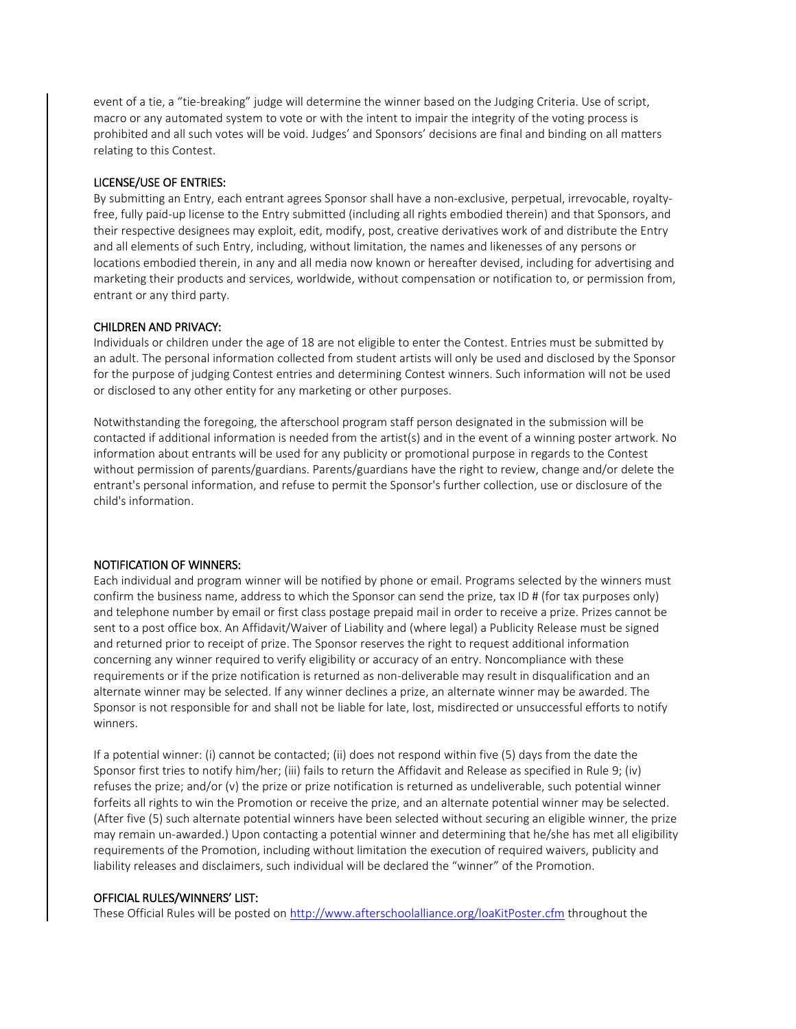event of a tie, a "tie-breaking" judge will determine the winner based on the Judging Criteria. Use of script, macro or any automated system to vote or with the intent to impair the integrity of the voting process is prohibited and all such votes will be void. Judges' and Sponsors' decisions are final and binding on all matters relating to this Contest.

LICENSE/USE OF ENTRIES:

By submitting an Entry, each entrant agrees Sponsor shall have a non-exclusive, perpetual, irrevocable, royalty-free, fully paid-up license to the Entry submitted (including all rights embodied therein) and that Sponsors, and their respective designees may exploit, edit, modify, post, creative derivatives work of and distribute the Entry and all elements of such Entry, including, without limitation, the names and likenesses of any persons or locations embodied therein, in any and all media now known or hereafter devised, including for advertising and marketing their products and services, worldwide, without compensation or notification to, or permission from, entrant or any third party.

CHILDREN AND PRIVACY:

Individuals or children under the age of 18 are not eligible to enter the Contest. Entries must be submitted by an adult. The personal information collected from student artists will only be used and disclosed by the Sponsor for the purpose of judging Contest entries and determining Contest winners. Such information will not be used or disclosed to any other entity for any marketing or other purposes.

Notwithstanding the foregoing, the afterschool program staff person designated in the submission will be contacted if additional information is needed from the artist(s) and in the event of a winning poster artwork. No information about entrants will be used for any publicity or promotional purpose in regards to the Contest without permission of parents/guardians. Parents/guardians have the right to review, change and/or delete the entrant's personal information, and refuse to permit the Sponsor's further collection, use or disclosure of the child's information.

NOTIFICATION OF WINNERS:

Each individual and program winner will be notified by phone or email. Programs selected by the winners must confirm the business name, address to which the Sponsor can send the prize, tax ID # (for tax purposes only) and telephone number by email or first class postage prepaid mail in order to receive a prize. Prizes cannot be sent to a post office box. An Affidavit/Waiver of Liability and (where legal) a Publicity Release must be signed and returned prior to receipt of prize. The Sponsor reserves the right to request additional information concerning any winner required to verify eligibility or accuracy of an entry. Noncompliance with these requirements or if the prize notification is returned as non-deliverable may result in disqualification and an alternate winner may be selected. If any winner declines a prize, an alternate winner may be awarded. The Sponsor is not responsible for and shall not be liable for late, lost, misdirected or unsuccessful efforts to notify winners.

If a potential winner: (i) cannot be contacted; (ii) does not respond within five (5) days from the date the Sponsor first tries to notify him/her; (iii) fails to return the Affidavit and Release as specified in Rule 9; (iv) refuses the prize; and/or (v) the prize or prize notification is returned as undeliverable, such potential winner forfeits all rights to win the Promotion or receive the prize, and an alternate potential winner may be selected. (After five (5) such alternate potential winners have been selected without securing an eligible winner, the prize may remain un-awarded.) Upon contacting a potential winner and determining that he/she has met all eligibility requirements of the Promotion, including without limitation the execution of required waivers, publicity and liability releases and disclaimers, such individual will be declared the "winner" of the Promotion.

OFFICIAL RULES/WINNERS' LIST:

These Official Rules will be posted on http://www.afterschoolalliance.org/loaKitPoster.cfm throughout the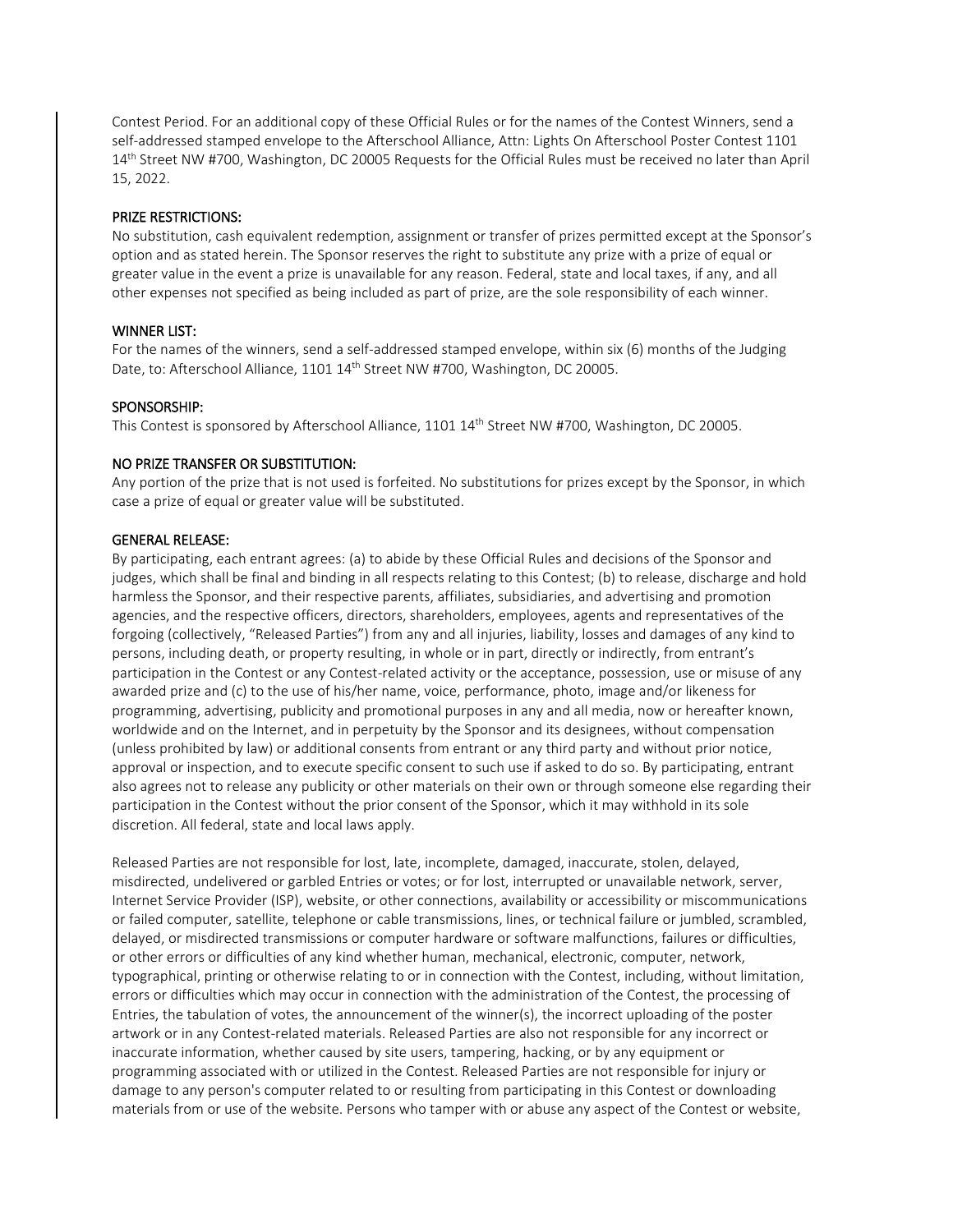Contest Period. For an additional copy of these Official Rules or for the names of the Contest Winners, send a self-addressed stamped envelope to the Afterschool Alliance, Attn: Lights On Afterschool Poster Contest 1101 14th Street NW #700, Washington, DC 20005 Requests for the Official Rules must be received no later than April 15, 2022.

## PRIZE RESTRICTIONS:

No substitution, cash equivalent redemption, assignment or transfer of prizes permitted except at the Sponsor's option and as stated herein. The Sponsor reserves the right to substitute any prize with a prize of equal or greater value in the event a prize is unavailable for any reason. Federal, state and local taxes, if any, and all other expenses not specified as being included as part of prize, are the sole responsibility of each winner.

## WINNER LIST:

For the names of the winners, send a self-addressed stamped envelope, within six (6) months of the Judging Date, to: Afterschool Alliance, 1101 14th Street NW #700, Washington, DC 20005.

## SPONSORSHIP:

This Contest is sponsored by Afterschool Alliance, 1101 14th Street NW #700, Washington, DC 20005.

## NO PRIZE TRANSFER OR SUBSTITUTION:

Any portion of the prize that is not used is forfeited. No substitutions for prizes except by the Sponsor, in which case a prize of equal or greater value will be substituted.

## GENERAL RELEASE:

By participating, each entrant agrees: (a) to abide by these Official Rules and decisions of the Sponsor and judges, which shall be final and binding in all respects relating to this Contest; (b) to release, discharge and hold harmless the Sponsor, and their respective parents, affiliates, subsidiaries, and advertising and promotion agencies, and the respective officers, directors, shareholders, employees, agents and representatives of the forgoing (collectively, "Released Parties") from any and all injuries, liability, losses and damages of any kind to persons, including death, or property resulting, in whole or in part, directly or indirectly, from entrant's participation in the Contest or any Contest-related activity or the acceptance, possession, use or misuse of any awarded prize and (c) to the use of his/her name, voice, performance, photo, image and/or likeness for programming, advertising, publicity and promotional purposes in any and all media, now or hereafter known, worldwide and on the Internet, and in perpetuity by the Sponsor and its designees, without compensation (unless prohibited by law) or additional consents from entrant or any third party and without prior notice, approval or inspection, and to execute specific consent to such use if asked to do so. By participating, entrant also agrees not to release any publicity or other materials on their own or through someone else regarding their participation in the Contest without the prior consent of the Sponsor, which it may withhold in its sole discretion. All federal, state and local laws apply.

Released Parties are not responsible for lost, late, incomplete, damaged, inaccurate, stolen, delayed, misdirected, undelivered or garbled Entries or votes; or for lost, interrupted or unavailable network, server, Internet Service Provider (ISP), website, or other connections, availability or accessibility or miscommunications or failed computer, satellite, telephone or cable transmissions, lines, or technical failure or jumbled, scrambled, delayed, or misdirected transmissions or computer hardware or software malfunctions, failures or difficulties, or other errors or difficulties of any kind whether human, mechanical, electronic, computer, network, typographical, printing or otherwise relating to or in connection with the Contest, including, without limitation, errors or difficulties which may occur in connection with the administration of the Contest, the processing of Entries, the tabulation of votes, the announcement of the winner(s), the incorrect uploading of the poster artwork or in any Contest-related materials. Released Parties are also not responsible for any incorrect or inaccurate information, whether caused by site users, tampering, hacking, or by any equipment or programming associated with or utilized in the Contest. Released Parties are not responsible for injury or damage to any person's computer related to or resulting from participating in this Contest or downloading materials from or use of the website. Persons who tamper with or abuse any aspect of the Contest or website,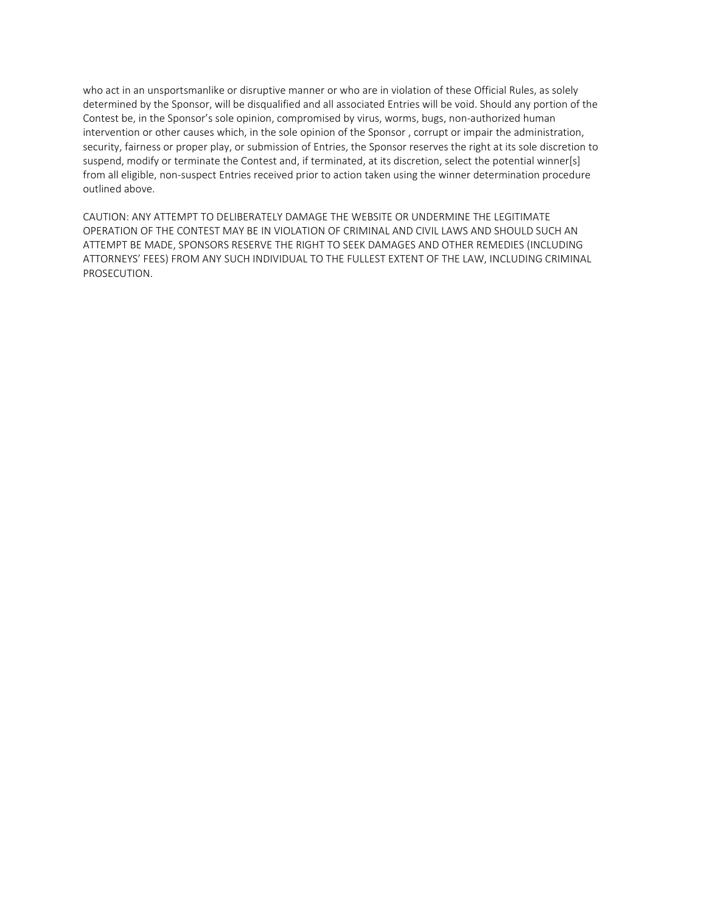who act in an unsportsmanlike or disruptive manner or who are in violation of these Official Rules, as solely determined by the Sponsor, will be disqualified and all associated Entries will be void. Should any portion of the Contest be, in the Sponsor's sole opinion, compromised by virus, worms, bugs, non-authorized human intervention or other causes which, in the sole opinion of the Sponsor , corrupt or impair the administration, security, fairness or proper play, or submission of Entries, the Sponsor reserves the right at its sole discretion to suspend, modify or terminate the Contest and, if terminated, at its discretion, select the potential winner[s] from all eligible, non-suspect Entries received prior to action taken using the winner determination procedure outlined above.

CAUTION: ANY ATTEMPT TO DELIBERATELY DAMAGE THE WEBSITE OR UNDERMINE THE LEGITIMATE OPERATION OF THE CONTEST MAY BE IN VIOLATION OF CRIMINAL AND CIVIL LAWS AND SHOULD SUCH AN ATTEMPT BE MADE, SPONSORS RESERVE THE RIGHT TO SEEK DAMAGES AND OTHER REMEDIES (INCLUDING ATTORNEYS' FEES) FROM ANY SUCH INDIVIDUAL TO THE FULLEST EXTENT OF THE LAW, INCLUDING CRIMINAL PROSECUTION.